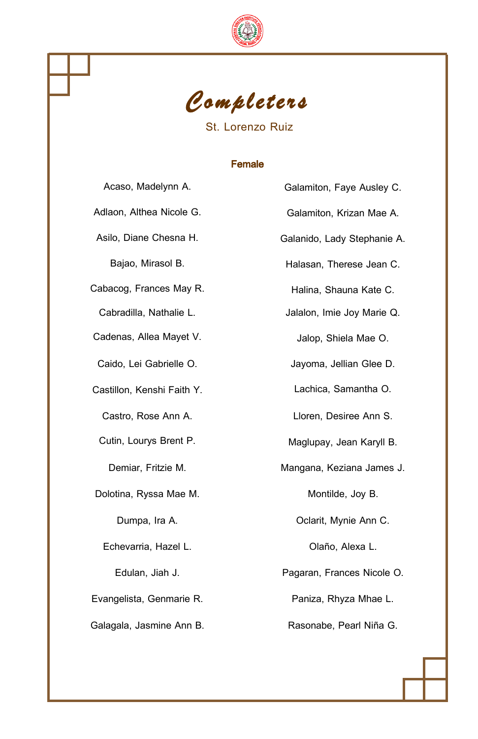# Completers

## St. Lorenzo Ruiz

### Female

Acaso, Madelynn A.

Adlaon, Althea Nicole G.

Asilo, Diane Chesna H.

Bajao, Mirasol B.

Cabacog, Frances May R.

Cabradilla, Nathalie L.

Cadenas, Allea Mayet V.

Caido, Lei Gabrielle O.

Castillon, Kenshi Faith Y.

Castro, Rose Ann A.

Cutin, Lourys Brent P.

Demiar, Fritzie M.

Dolotina, Ryssa Mae M.

Dumpa, Ira A.

Echevarria, Hazel L.

Edulan, Jiah J.

Evangelista, Genmarie R.

Galagala, Jasmine Ann B.

Galamiton, Faye Ausley C.

Galamiton, Krizan Mae A.

Galanido, Lady Stephanie A.

Halasan, Therese Jean C.

Halina, Shauna Kate C.

Jalalon, Imie Joy Marie Q.

Jalop, Shiela Mae O.

Jayoma, Jellian Glee D.

Lachica, Samantha O.

Lloren, Desiree Ann S.

Maglupay, Jean Karyll B.

Mangana, Keziana James J.

Montilde, Joy B.

Oclarit, Mynie Ann C.

Olaño, Alexa L.

Pagaran, Frances Nicole O.

Paniza, Rhyza Mhae L.

Rasonabe, Pearl Niña G.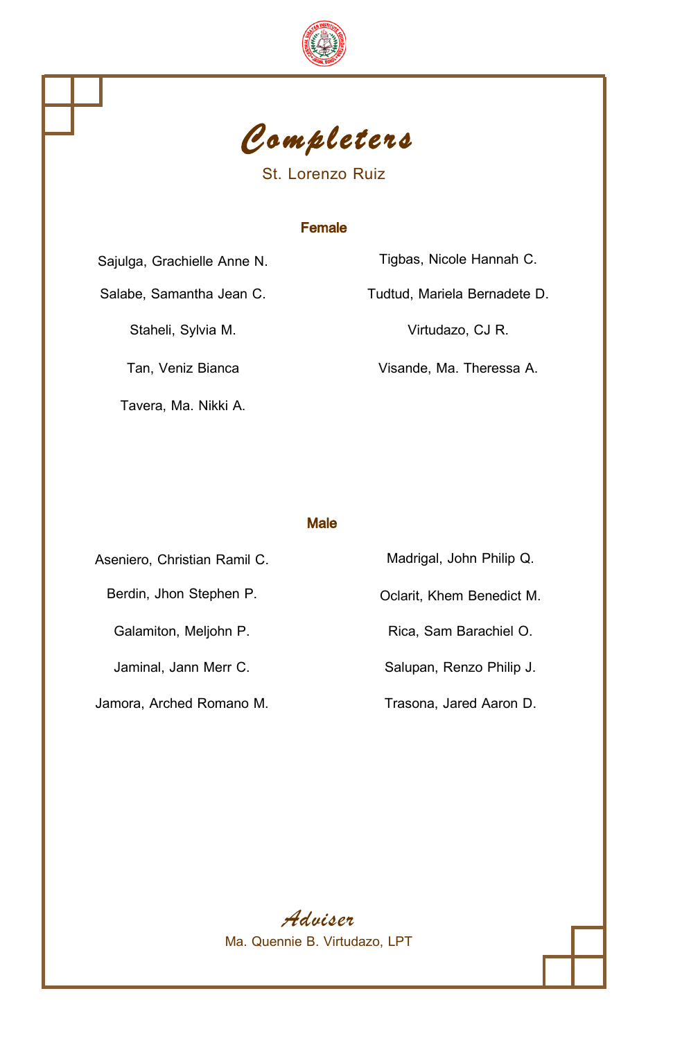# Completers

St. Lorenzo Ruiz

## Female

Sajulga, Grachielle Anne N.

Salabe, Samantha Jean C.

Staheli, Sylvia M.

Tan, Veniz Bianca

Tavera, Ma. Nikki A.

Tigbas, Nicole Hannah C.

Tudtud, Mariela Bernadete D.

Virtudazo, CJ R.

Visande, Ma. Theressa A.

## Male

Aseniero, Christian Ramil C.

Berdin, Jhon Stephen P.

Galamiton, Meljohn P.

Jaminal, Jann Merr C.

Jamora, Arched Romano M.

Madrigal, John Philip Q.

Oclarit, Khem Benedict M.

Rica, Sam Barachiel O.

Salupan, Renzo Philip J.

Trasona, Jared Aaron D.

## Adviser

Ma. Quennie B. Virtudazo, LPT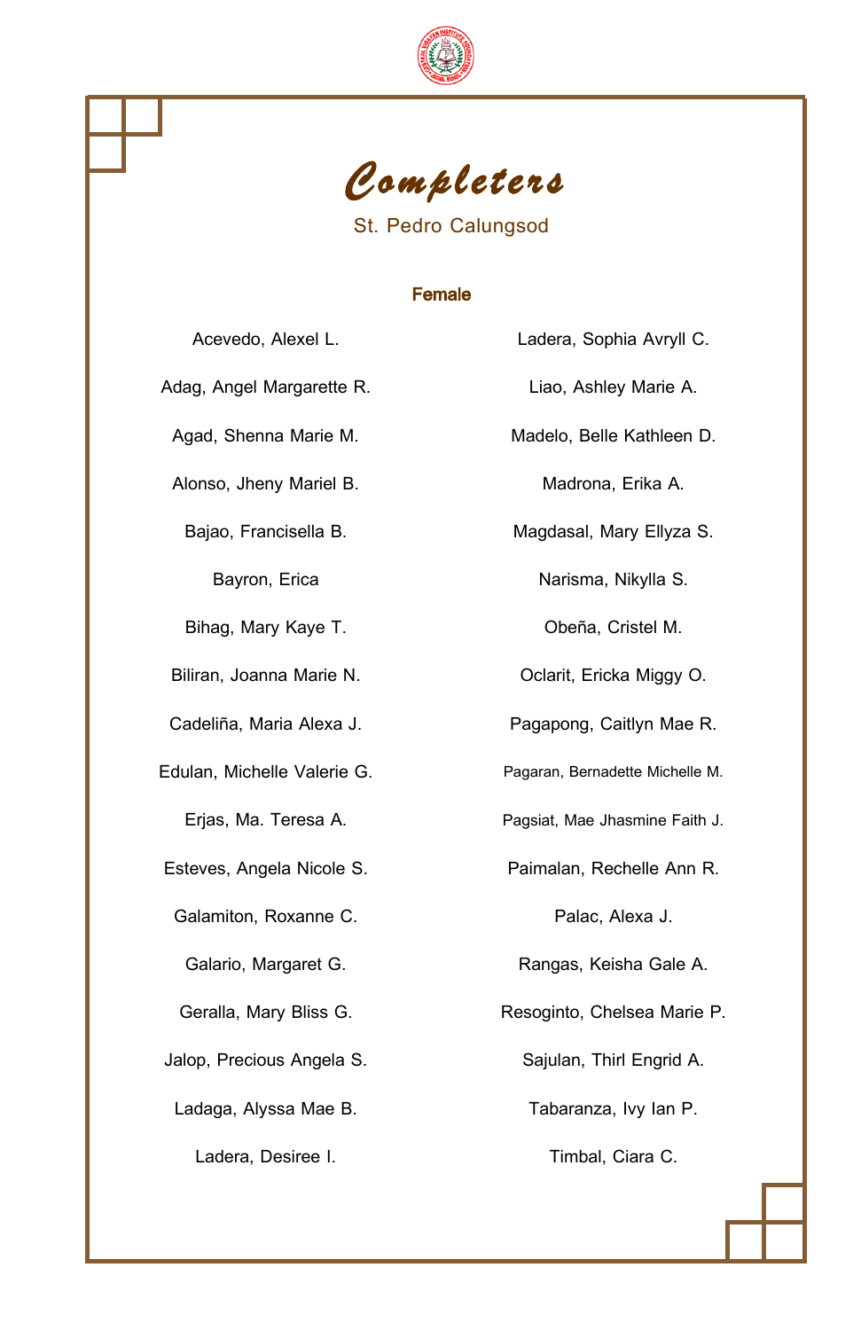# Completers

## St. Pedro Calungsod

### Female

Acevedo, Alexel L.

Adag, Angel Margarette R.

Agad, Shenna Marie M.

Alonso, Jheny Mariel B.

Bajao, Francisella B.

Bayron, Erica

Bihag, Mary Kaye T.

Biliran, Joanna Marie N.

Cadeliña, Maria Alexa J.

Edulan, Michelle Valerie G.

Erjas, Ma. Teresa A.

Esteves, Angela Nicole S.

Galamiton, Roxanne C.

Galario, Margaret G.

Geralla, Mary Bliss G.

Jalop, Precious Angela S.

Ladaga, Alyssa Mae B.

Ladera, Desiree I.

Ladera, Sophia Avryll C.

Liao, Ashley Marie A.

Madelo, Belle Kathleen D.

Madrona, Erika A.

Magdasal, Mary Ellyza S.

Narisma, Nikylla S.

Obeña, Cristel M.

Oclarit, Ericka Miggy O.

Pagapong, Caitlyn Mae R.

Pagaran, Bernadette Michelle M.

Pagsiat, Mae Jhasmine Faith J.

Paimalan, Rechelle Ann R.

Palac, Alexa J.

Rangas, Keisha Gale A.

Resoginto, Chelsea Marie P.

Sajulan, Thirl Engrid A.

Tabaranza, Ivy Ian P.

Timbal, Ciara C.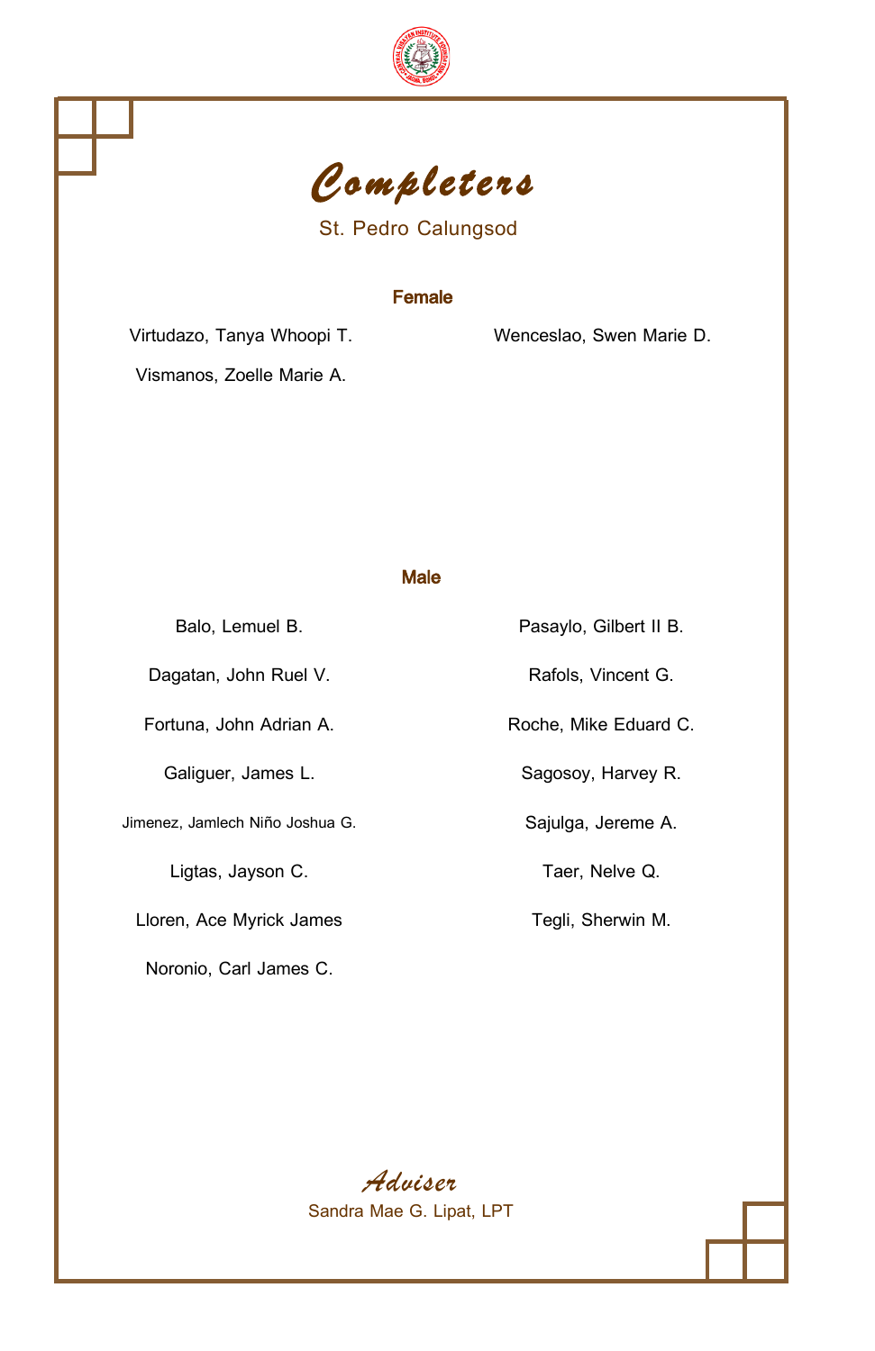# *Completers*

St. Pedro Calungsod

## Female

Virtudazo, Tanya Whoopi T.

Vismanos, Zoelle Marie A.

Wenceslao, Swen Marie D.

## Male

Balo, Lemuel B.

Dagatan, John Ruel V.

Fortuna, John Adrian A.

Galiguer, James L.

Jimenez, Jamlech Niño Joshua G.

Ligtas, Jayson C.

Lloren, Ace Myrick James

Noronio, Carl James C.

Pasaylo, Gilbert II B.

Rafols, Vincent G.

Roche, Mike Eduard C.

Sagosoy, Harvey R.

Sajulga, Jereme A.

Taer, Nelve Q.

Tegli, Sherwin M.

*Adviser*

Sandra Mae G. Lipat, LPT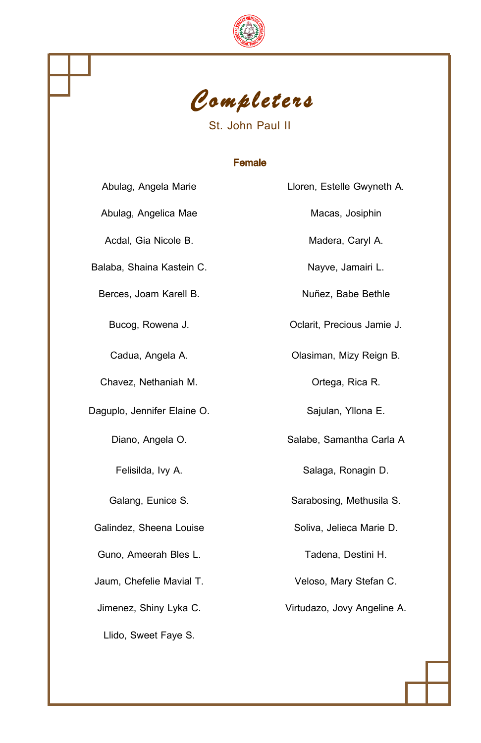# Completers

St. John Paul II

### Female

Abulag, Angela Marie

Abulag, Angelica Mae

Acdal, Gia Nicole B.

Balaba, Shaina Kastein C.

Berces, Joam Karell B.

Bucog, Rowena J.

Cadua, Angela A.

Chavez, Nethaniah M.

Daguplo, Jennifer Elaine O.

Diano, Angela O.

Felisilda, Ivy A.

Galang, Eunice S.

Galindez, Sheena Louise

Guno, Ameerah Bles L.

Jaum, Chefelie Mavial T.

Jimenez, Shiny Lyka C.

Llido, Sweet Faye S.

Lloren, Estelle Gwyneth A.

Macas, Josiphin

Madera, Caryl A.

Nayve, Jamairi L.

Nuñez, Babe Bethle

Oclarit, Precious Jamie J.

Olasiman, Mizy Reign B.

Ortega, Rica R.

Sajulan, Yllona E.

Salabe, Samantha Carla A

Salaga, Ronagin D.

Sarabosing, Methusila S.

Soliva, Jelieca Marie D.

Tadena, Destini H.

Veloso, Mary Stefan C.

Virtudazo, Jovy Angeline A.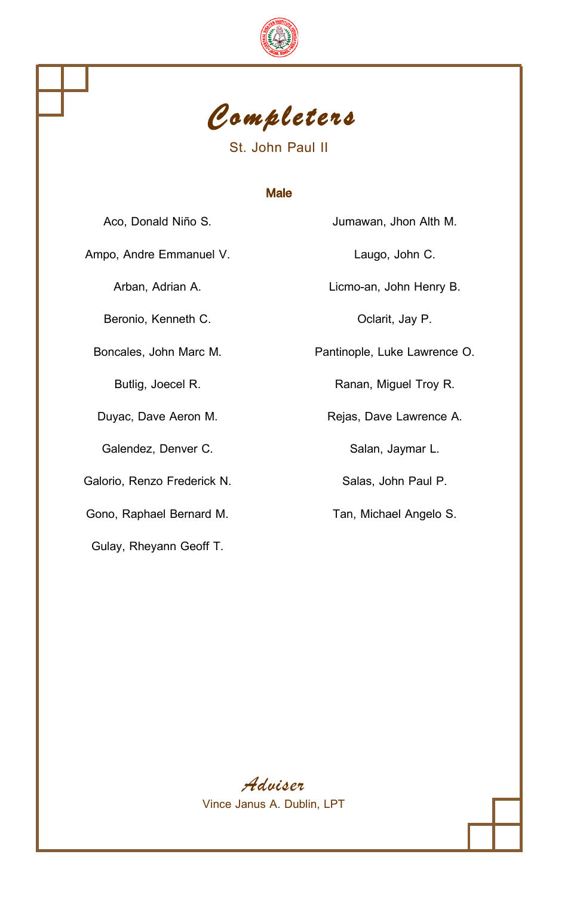# Completers

St. John Paul II

**Male**

Aco, Donald Niño S.

Ampo, Andre Emmanuel V.

Arban, Adrian A.

Beronio, Kenneth C.

Boncales, John Marc M.

Butlig, Joecel R.

Duyac, Dave Aeron M.

Galendez, Denver C.

Galorio, Renzo Frederick N.

Gono, Raphael Bernard M.

Gulay, Rheyann Geoff T.

Jumawan, Jhon Alth M.

Laugo, John C.

Licmo-an, John Henry B.

Oclarit, Jay P.

Pantinople, Luke Lawrence O.

Ranan, Miguel Troy R.

Rejas, Dave Lawrence A.

Salan, Jaymar L.

Salas, John Paul P.

Tan, Michael Angelo S.

*Adviser*

Vince Janus A. Dublin, LPT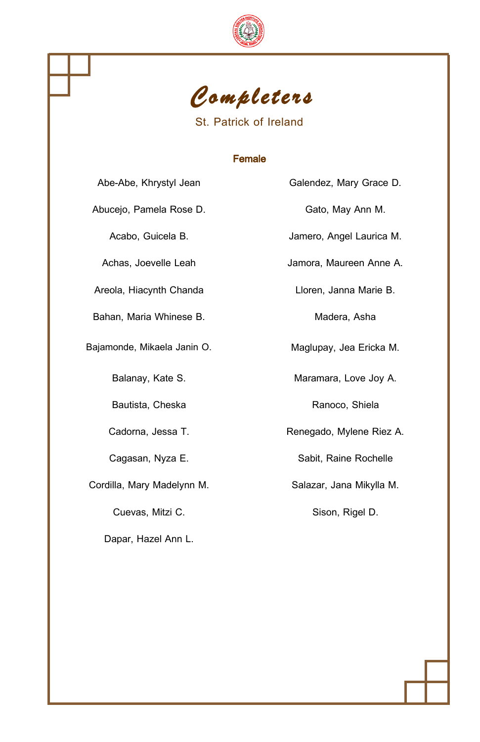# *Completers*

St. Patrick of Ireland

**Female**

Abe-Abe, Khrystyl Jean

Abucejo, Pamela Rose D.

Acabo, Guicela B.

Achas, Joevelle Leah

Areola, Hiacynth Chanda

Bahan, Maria Whinese B.

Bajamonde, Mikaela Janin O.

Balanay, Kate S.

Bautista, Cheska

Cadorna, Jessa T.

Cagasan, Nyza E.

Cordilla, Mary Madelynn M.

Cuevas, Mitzi C.

Dapar, Hazel Ann L.

Galendez, Mary Grace D.

Gato, May Ann M.

Jamero, Angel Laurica M.

Jamora, Maureen Anne A.

Lloren, Janna Marie B.

Madera, Asha

Maglupay, Jea Ericka M.

Maramara, Love Joy A.

Ranoco, Shiela

Renegado, Mylene Riez A.

Sabit, Raine Rochelle

Salazar, Jana Mikylla M.

Sison, Rigel D.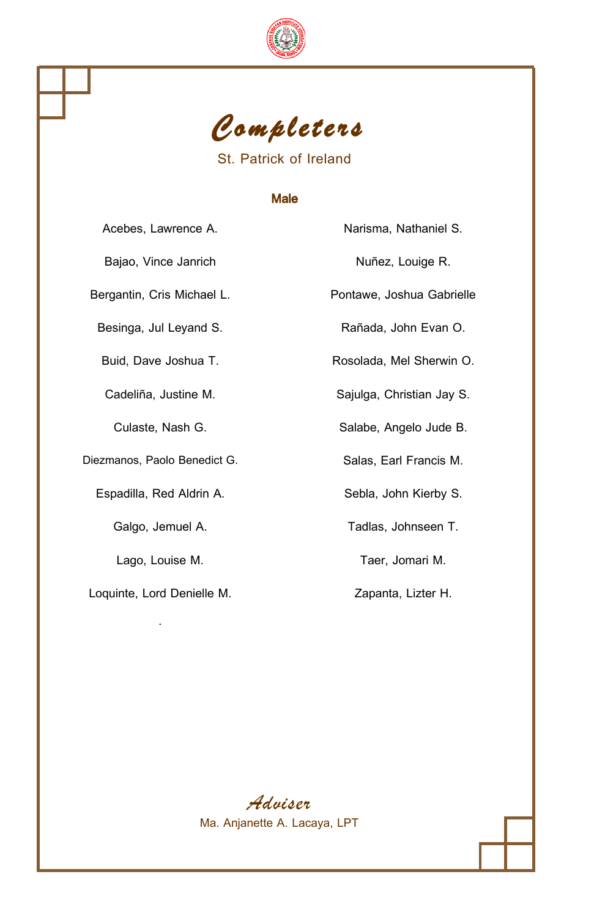# Completers

St. Patrick of Ireland

### Male

Acebes, Lawrence A.

Bajao, Vince Janrich

Bergantin, Cris Michael L.

Besinga, Jul Leyand S.

Buid, Dave Joshua T.

Cadeliña, Justine M.

Culaste, Nash G.

Diezmanos, Paolo Benedict G.

Espadilla, Red Aldrin A.

Galgo, Jemuel A.

Lago, Louise M.

Loquinte, Lord Denielle M.

Narisma, Nathaniel S.

Nuñez, Louige R.

Pontawe, Joshua Gabrielle

Rañada, John Evan O.

Rosolada, Mel Sherwin O.

Sajulga, Christian Jay S.

Salabe, Angelo Jude B.

Salas, Earl Francis M.

Sebla, John Kierby S.

Tadlas, Johnseen T.

Taer, Jomari M.

Zapanta, Lizter H.

## Adviser

Ma. Anjanette A. Lacaya, LPT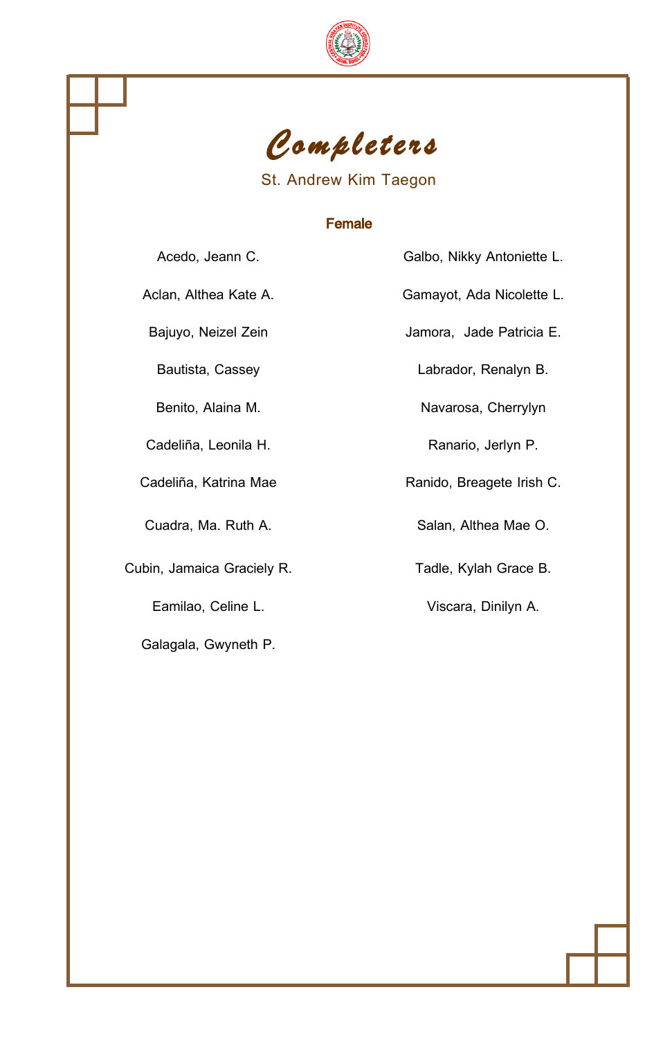# Completers

St. Andrew Kim Taegon

### Female

Acedo, Jeann C.

Aclan, Althea Kate A.

Bajuyo, Neizel Zein

Bautista, Cassey

Benito, Alaina M.

Cadeliña, Leonila H.

Cadeliña, Katrina Mae

Cuadra, Ma. Ruth A.

Cubin, Jamaica Graciely R.

Eamilao, Celine L.

Galagala, Gwyneth P.

Galbo, Nikky Antoniette L.

Gamayot, Ada Nicolette L.

Jamora, Jade Patricia E.

Labrador, Renalyn B.

Navarosa, Cherrylyn

Ranario, Jerlyn P.

Ranido, Breagete Irish C.

Salan, Althea Mae O.

Tadle, Kylah Grace B.

Viscara, Dinilyn A.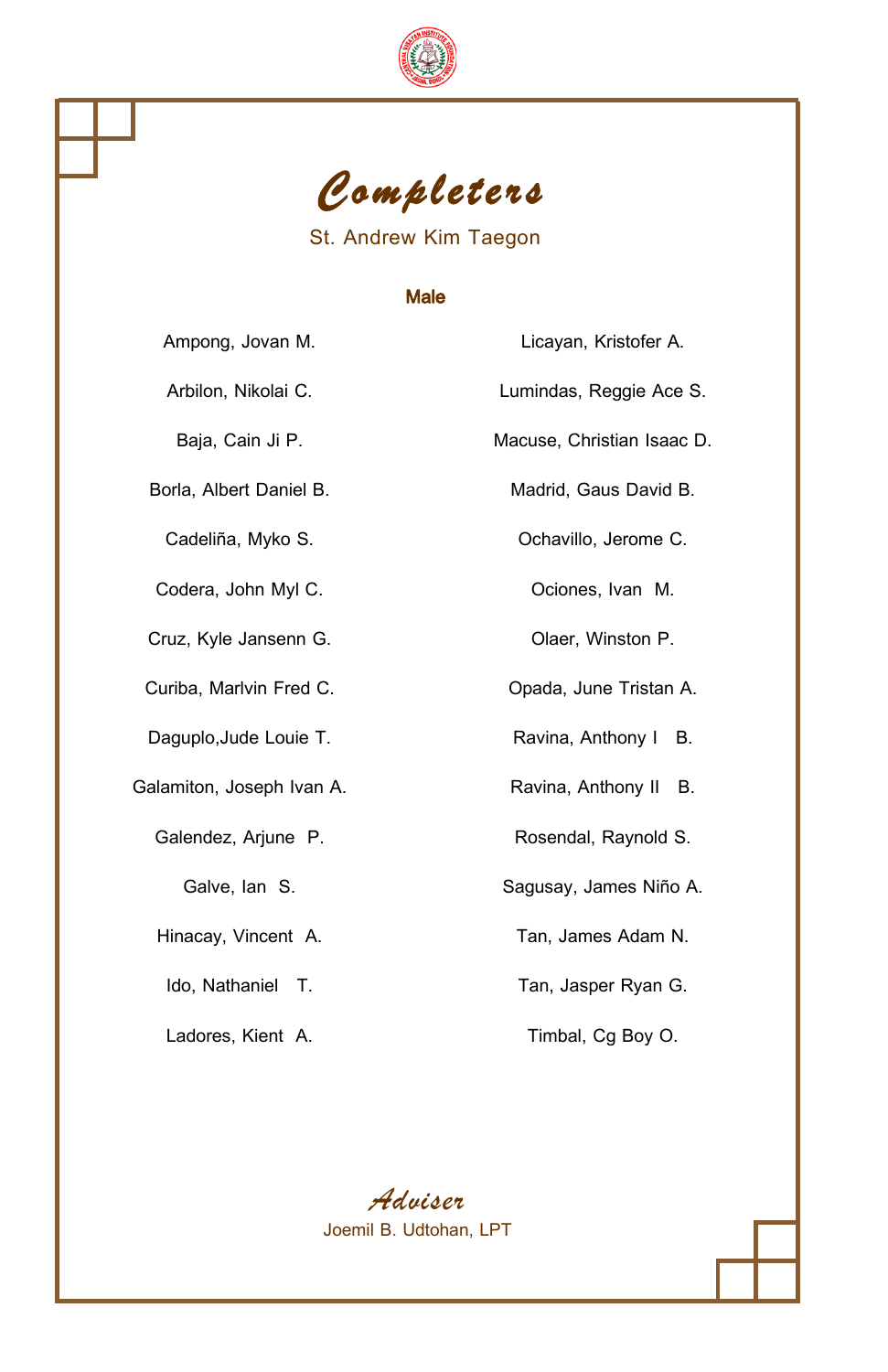# Completers

St. Andrew Kim Taegon

### Male

Ampong, Jovan M.

Arbilon, Nikolai C.

Baja, Cain Ji P.

Borla, Albert Daniel B.

Cadeliña, Myko S.

Codera, John Myl C.

Cruz, Kyle Jansenn G.

Curiba, Marlvin Fred C.

Daguplo,Jude Louie T.

Galamiton, Joseph Ivan A.

Galendez, Arjune P.

Galve, Ian S.

Hinacay, Vincent A.

Ido, Nathaniel T.

Ladores, Kient A.

Licayan, Kristofer A.

Lumindas, Reggie Ace S.

Macuse, Christian Isaac D.

Madrid, Gaus David B.

Ochavillo, Jerome C.

Ociones, Ivan M.

Olaer, Winston P.

Opada, June Tristan A.

Ravina, Anthony I B.

Ravina, Anthony II B.

Rosendal, Raynold S.

Sagusay, James Niño A.

Tan, James Adam N.

Tan, Jasper Ryan G.

Timbal, Cg Boy O.

## Adviser

Joemil B. Udtohan, LPT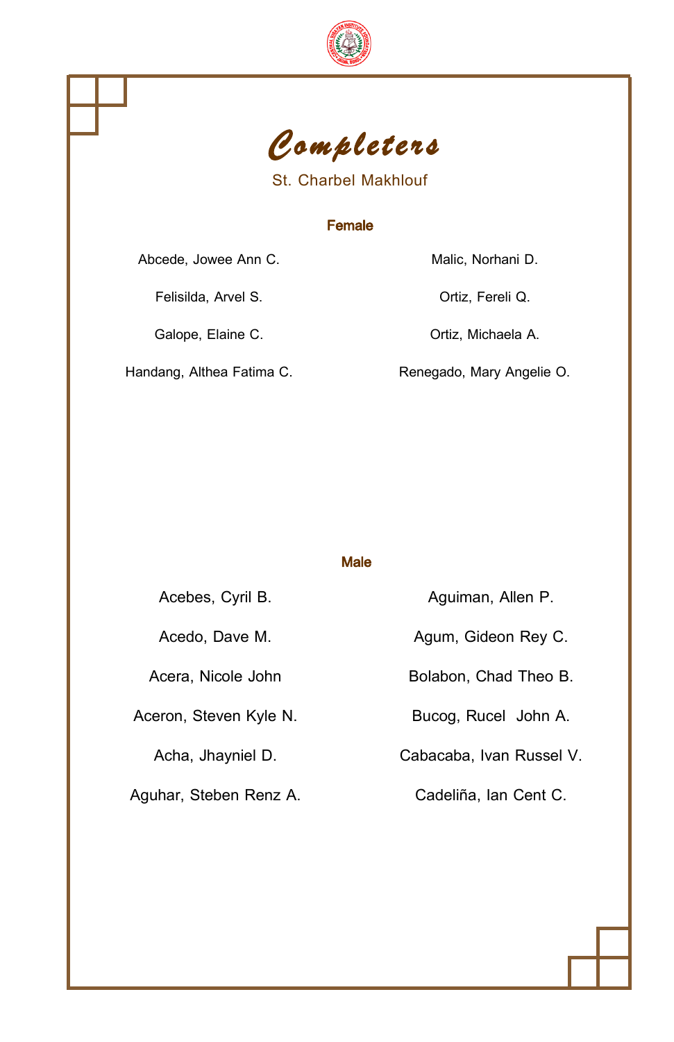# *Completers*

St. Charbel Makhlouf

### Female

Abcede, Jowee Ann C.

Felisilda, Arvel S.

Galope, Elaine C.

Handang, Althea Fatima C.

Malic, Norhani D.

Ortiz, Fereli Q.

Ortiz, Michaela A.

Renegado, Mary Angelie O.

### Male

Acebes, Cyril B.

Acedo, Dave M.

Acera, Nicole John

Aceron, Steven Kyle N.

Acha, Jhayniel D.

Aguhar, Steben Renz A.

Aguiman, Allen P.

Agum, Gideon Rey C.

Bolabon, Chad Theo B.

Bucog, Rucel John A.

Cabacaba, Ivan Russel V.

Cadeliña, Ian Cent C.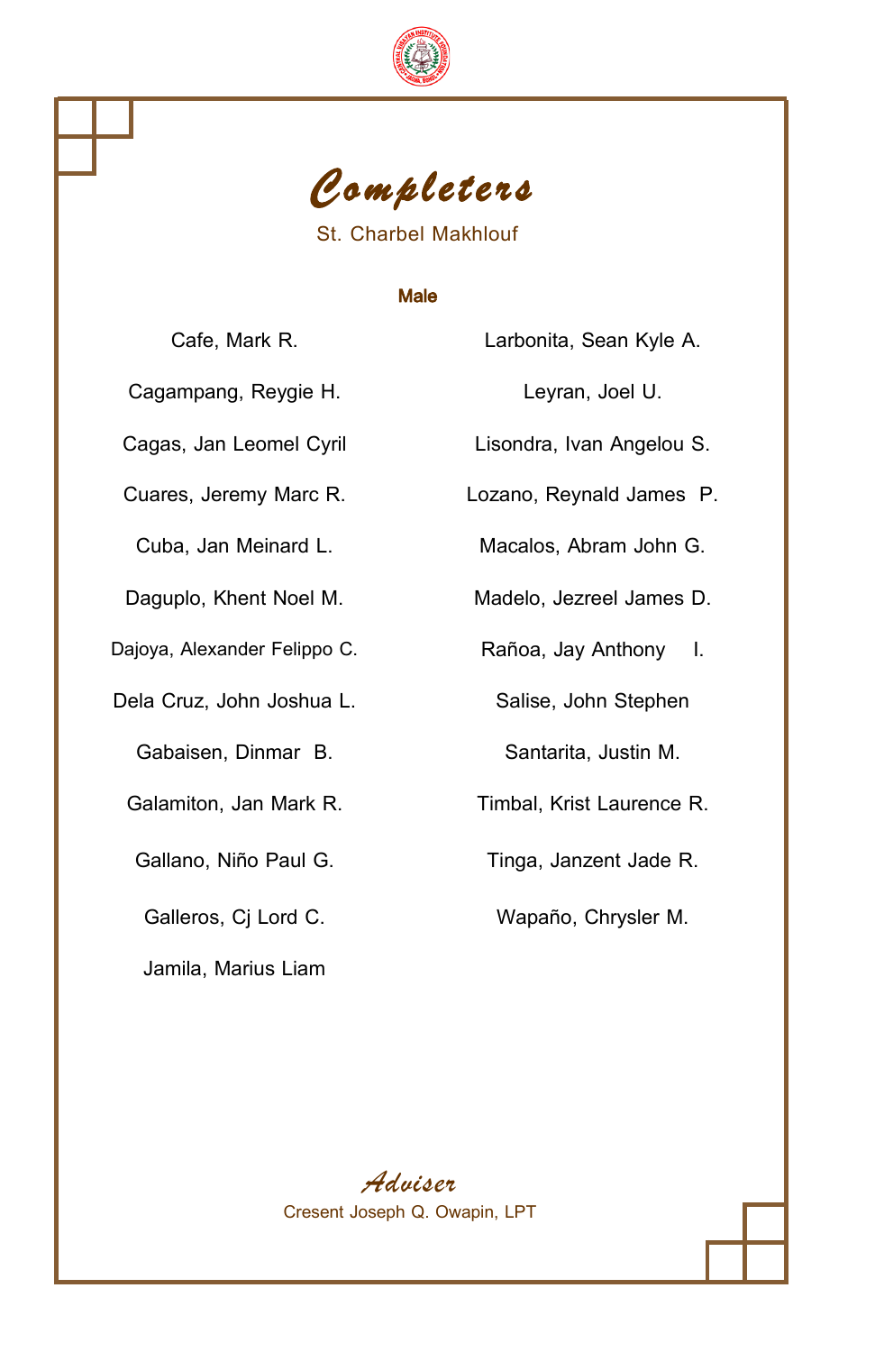# Completers

St. Charbel Makhlouf

**Male**

Cafe, Mark R.

Cagampang, Reygie H.

Cagas, Jan Leomel Cyril

Cuares, Jeremy Marc R.

Cuba, Jan Meinard L.

Daguplo, Khent Noel M.

Dajoya, Alexander Felippo C.

Dela Cruz, John Joshua L.

Gabaisen, Dinmar B.

Galamiton, Jan Mark R.

Gallano, Niño Paul G.

Galleros, Cj Lord C.

Jamila, Marius Liam

Larbonita, Sean Kyle A.

Leyran, Joel U.

Lisondra, Ivan Angelou S.

Lozano, Reynald James P.

Macalos, Abram John G.

Madelo, Jezreel James D.

Rañoa, Jay Anthony I.

Salise, John Stephen

Santarita, Justin M.

Timbal, Krist Laurence R.

Tinga, Janzent Jade R.

Wapaño, Chrysler M.

*Adviser*

Cresent Joseph Q. Owapin, LPT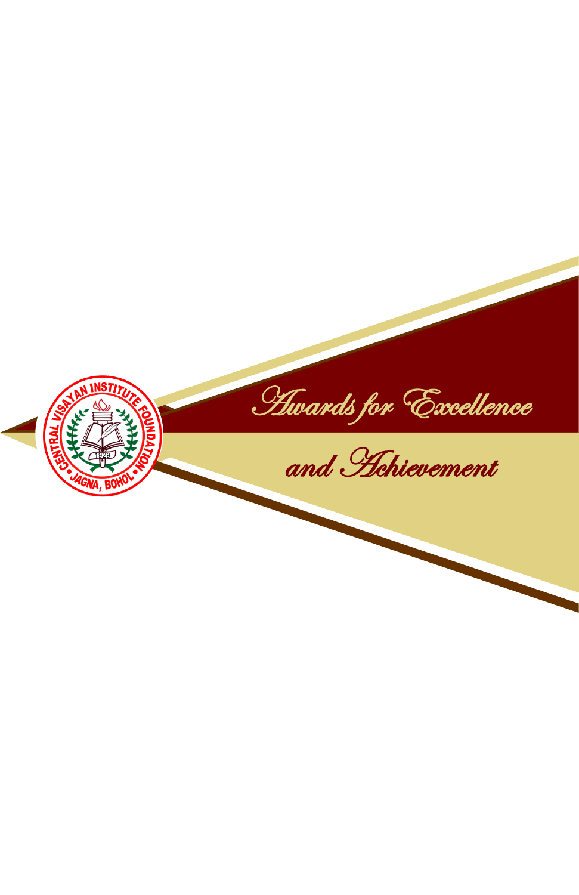# Awards for Excellence and Achievement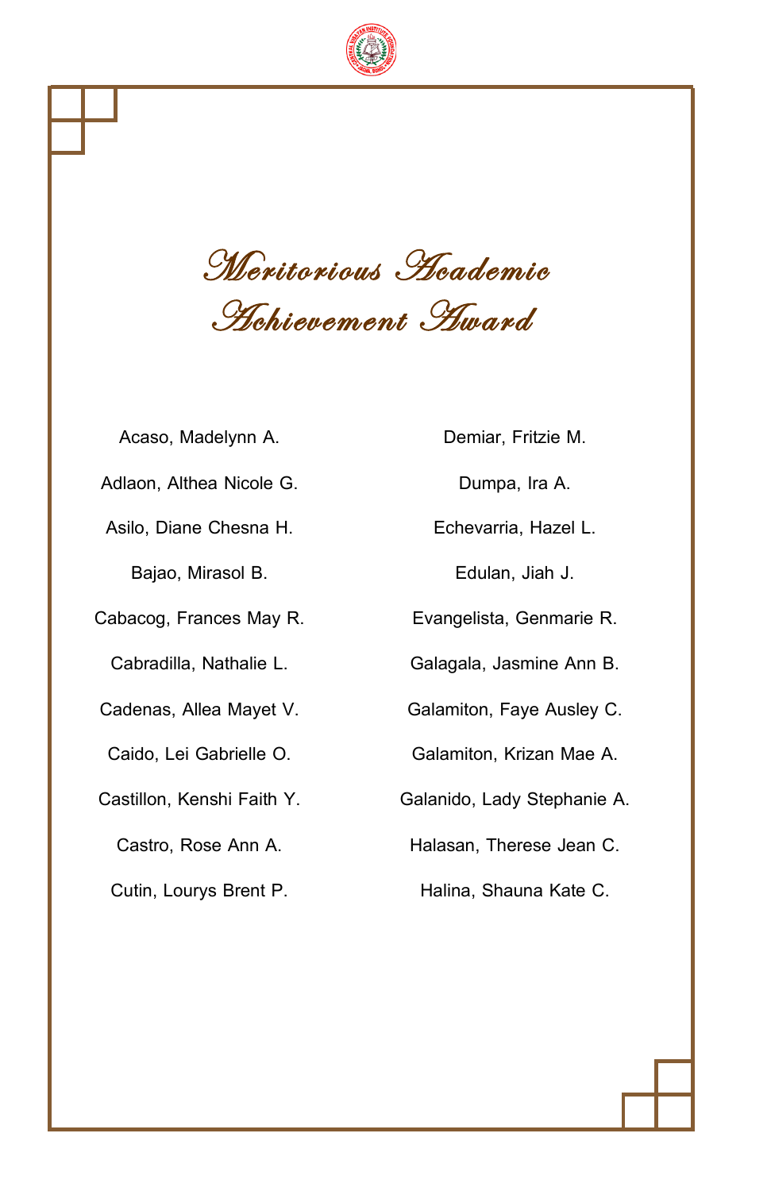# Meritorious Academic Achievement Award

Acaso, Madelynn A.

Adlaon, Althea Nicole G.

Asilo, Diane Chesna H.

Bajao, Mirasol B.

Cabacog, Frances May R.

Cabradilla, Nathalie L.

Cadenas, Allea Mayet V.

Caido, Lei Gabrielle O.

Castillon, Kenshi Faith Y.

Castro, Rose Ann A.

Cutin, Lourys Brent P.

Demiar, Fritzie M.

Dumpa, Ira A.

Echevarria, Hazel L.

Edulan, Jiah J.

Evangelista, Genmarie R.

Galagala, Jasmine Ann B.

Galamiton, Faye Ausley C.

Galamiton, Krizan Mae A.

Galanido, Lady Stephanie A.

Halasan, Therese Jean C.

Halina, Shauna Kate C.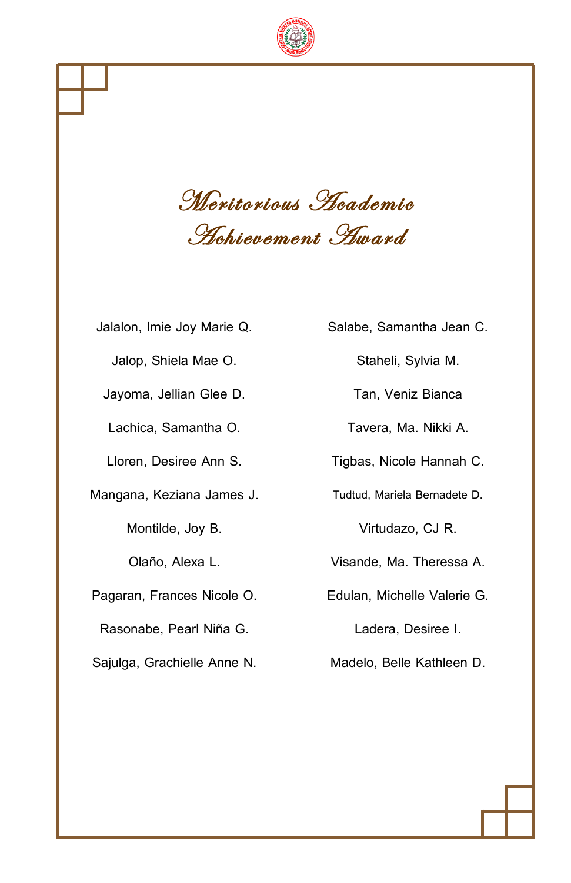# Meritorious Academic Achievement Award

Jalalon, Imie Joy Marie Q.

Jalop, Shiela Mae O.

Jayoma, Jellian Glee D.

Lachica, Samantha O.

Lloren, Desiree Ann S.

Mangana, Keziana James J.

Montilde, Joy B.

Olaño, Alexa L.

Pagaran, Frances Nicole O.

Rasonabe, Pearl Niña G.

Sajulga, Grachielle Anne N.

Salabe, Samantha Jean C.

Staheli, Sylvia M.

Tan, Veniz Bianca

Tavera, Ma. Nikki A.

Tigbas, Nicole Hannah C.

Tudtud, Mariela Bernadete D.

Virtudazo, CJ R.

Visande, Ma. Theressa A.

Edulan, Michelle Valerie G.

Ladera, Desiree I.

Madelo, Belle Kathleen D.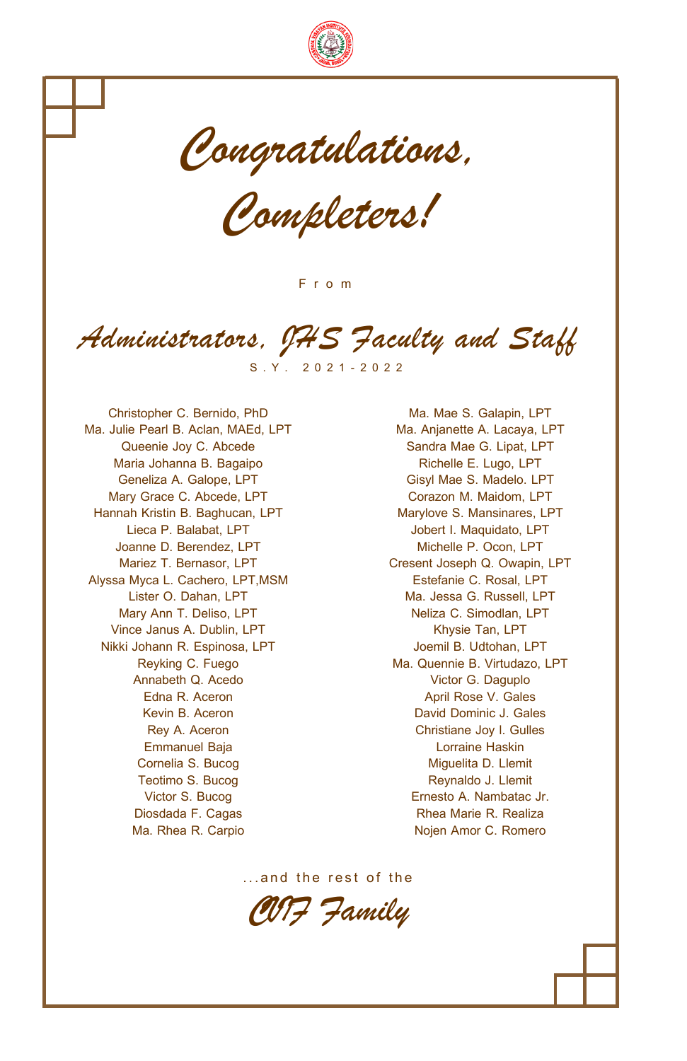# Congratulations, Completers!

From

## Administrators, JHS Faculty and Staff

S.Y. 2021-2022

Christopher C. Bernido, PhD
Ma. Julie Pearl B. Aclan, MAEd, LPT
Queenie Joy C. Abcede
Maria Johanna B. Bagaipo
Geneliza A. Galope, LPT
Mary Grace C. Abcede, LPT
Hannah Kristin B. Baghucan, LPT
Lieca P. Balabat, LPT
Joanne D. Berendez, LPT
Mariez T. Bernasor, LPT
Alyssa Myca L. Cachero, LPT,MSM
Lister O. Dahan, LPT
Mary Ann T. Deliso, LPT
Vince Janus A. Dublin, LPT
Nikki Johann R. Espinosa, LPT
Reyking C. Fuego
Annabeth Q. Acedo
Edna R. Aceron
Kevin B. Aceron
Rey A. Aceron
Emmanuel Baja
Cornelia S. Bucog
Teotimo S. Bucog
Victor S. Bucog
Diosdada F. Cagas
Ma. Rhea R. Carpio

Ma. Mae S. Galapin, LPT
Ma. Anjanette A. Lacaya, LPT
Sandra Mae G. Lipat, LPT
Richelle E. Lugo, LPT
Gisyl Mae S. Madelo. LPT
Corazon M. Maidom, LPT
Marylove S. Mansinares, LPT
Jobert I. Maquidato, LPT
Michelle P. Ocon, LPT
Cresent Joseph Q. Owapin, LPT
Estefanie C. Rosal, LPT
Ma. Jessa G. Russell, LPT
Neliza C. Simodlan, LPT
Khysie Tan, LPT
Joemil B. Udtohan, LPT
Ma. Quennie B. Virtudazo, LPT
Victor G. Daguplo
April Rose V. Gales
David Dominic J. Gales
Christiane Joy I. Gulles
Lorraine Haskin
Miguelita D. Llemit
Reynaldo J. Llemit
Ernesto A. Nambatac Jr.
Rhea Marie R. Realiza
Nojen Amor C. Romero

...and the rest of the

## CVIF Family